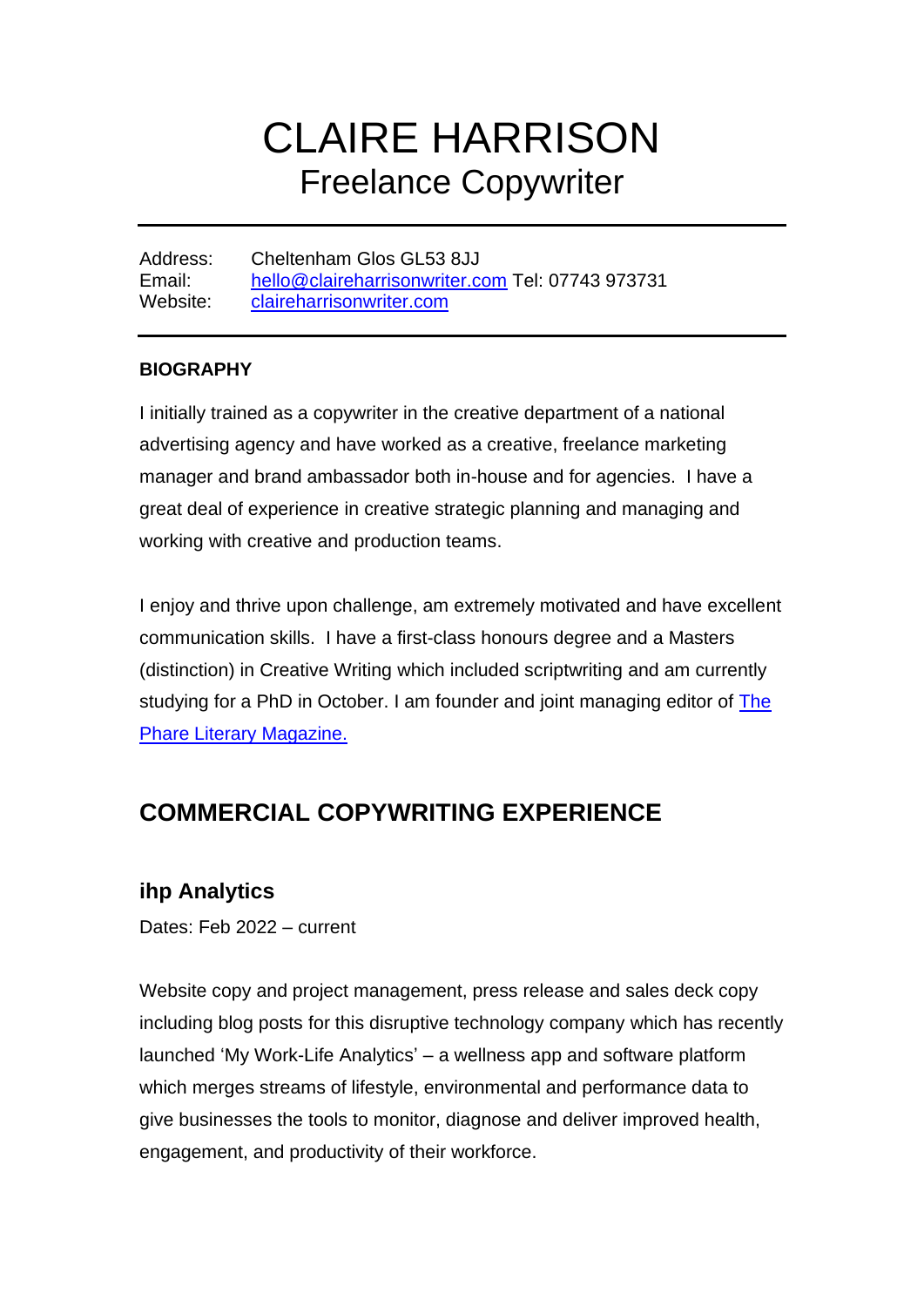# CLAIRE HARRISON
## Freelance Copywriter

---

Address: Cheltenham Glos GL53 8JJ
Email: hello@claireharrisonwriter.com Tel: 07743 973731
Website: claireharrisonwriter.com

---

**BIOGRAPHY**

I initially trained as a copywriter in the creative department of a national advertising agency and have worked as a creative, freelance marketing manager and brand ambassador both in-house and for agencies. I have a great deal of experience in creative strategic planning and managing and working with creative and production teams.

I enjoy and thrive upon challenge, am extremely motivated and have excellent communication skills. I have a first-class honours degree and a Masters (distinction) in Creative Writing which included scriptwriting and am currently studying for a PhD in October. I am founder and joint managing editor of The Phare Literary Magazine.

## COMMERCIAL COPYWRITING EXPERIENCE

### ihp Analytics

Dates: Feb 2022 – current

Website copy and project management, press release and sales deck copy including blog posts for this disruptive technology company which has recently launched 'My Work-Life Analytics' – a wellness app and software platform which merges streams of lifestyle, environmental and performance data to give businesses the tools to monitor, diagnose and deliver improved health, engagement, and productivity of their workforce.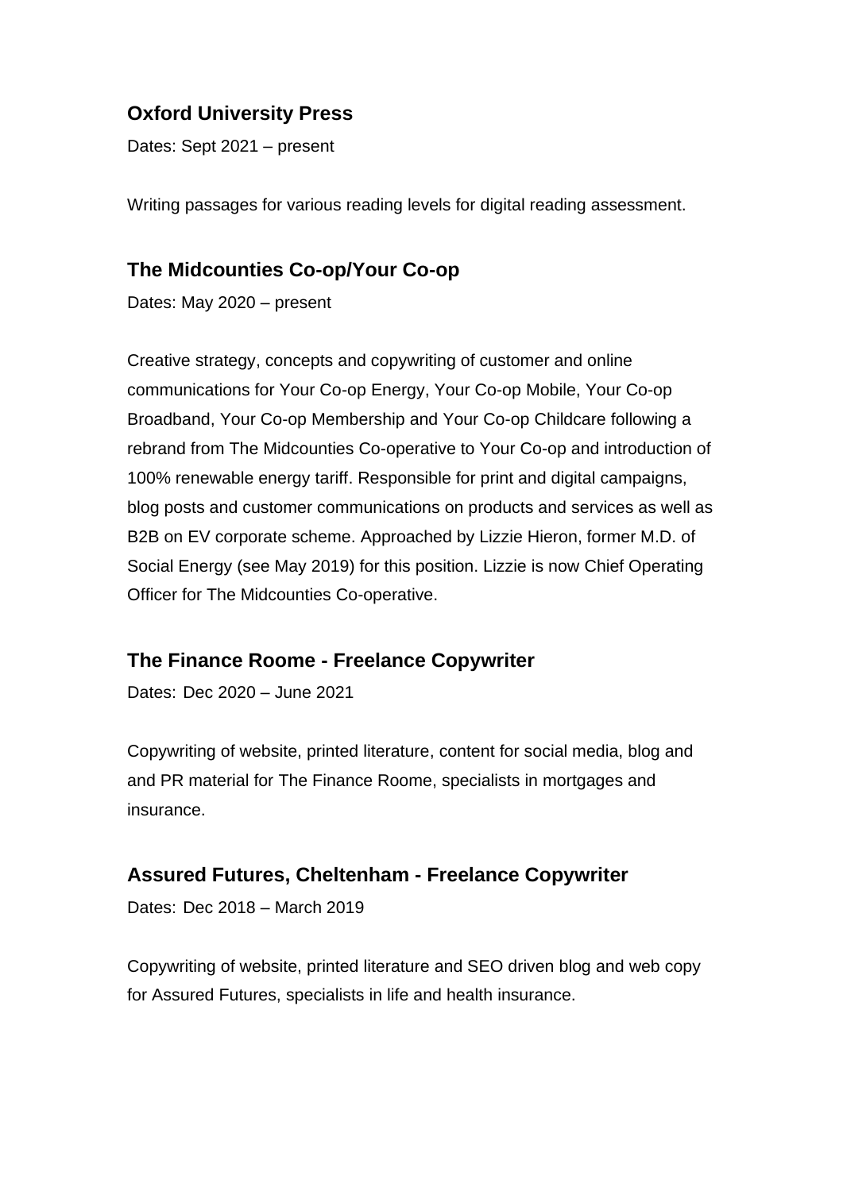### Oxford University Press

Dates: Sept 2021 – present

Writing passages for various reading levels for digital reading assessment.

### The Midcounties Co-op/Your Co-op

Dates: May 2020 – present

Creative strategy, concepts and copywriting of customer and online communications for Your Co-op Energy, Your Co-op Mobile, Your Co-op Broadband, Your Co-op Membership and Your Co-op Childcare following a rebrand from The Midcounties Co-operative to Your Co-op and introduction of 100% renewable energy tariff. Responsible for print and digital campaigns, blog posts and customer communications on products and services as well as B2B on EV corporate scheme. Approached by Lizzie Hieron, former M.D. of Social Energy (see May 2019) for this position. Lizzie is now Chief Operating Officer for The Midcounties Co-operative.

### The Finance Roome - Freelance Copywriter

Dates: Dec 2020 – June 2021

Copywriting of website, printed literature, content for social media, blog and and PR material for The Finance Roome, specialists in mortgages and insurance.

### Assured Futures, Cheltenham - Freelance Copywriter

Dates: Dec 2018 – March 2019

Copywriting of website, printed literature and SEO driven blog and web copy for Assured Futures, specialists in life and health insurance.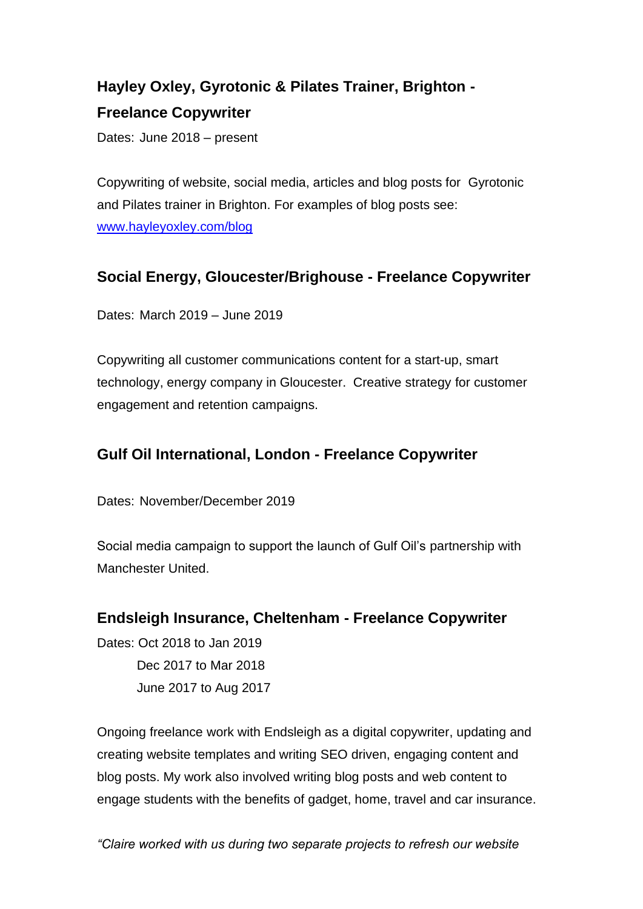### Hayley Oxley, Gyrotonic & Pilates Trainer, Brighton - Freelance Copywriter

Dates: June 2018 – present

Copywriting of website, social media, articles and blog posts for Gyrotonic and Pilates trainer in Brighton. For examples of blog posts see: [www.hayleyoxley.com/blog](www.hayleyoxley.com/blog)

### Social Energy, Gloucester/Brighouse - Freelance Copywriter

Dates: March 2019 – June 2019

Copywriting all customer communications content for a start-up, smart technology, energy company in Gloucester. Creative strategy for customer engagement and retention campaigns.

### Gulf Oil International, London - Freelance Copywriter

Dates: November/December 2019

Social media campaign to support the launch of Gulf Oil's partnership with Manchester United.

### Endsleigh Insurance, Cheltenham - Freelance Copywriter

Dates: Oct 2018 to Jan 2019
Dec 2017 to Mar 2018
June 2017 to Aug 2017

Ongoing freelance work with Endsleigh as a digital copywriter, updating and creating website templates and writing SEO driven, engaging content and blog posts. My work also involved writing blog posts and web content to engage students with the benefits of gadget, home, travel and car insurance.

*"Claire worked with us during two separate projects to refresh our website*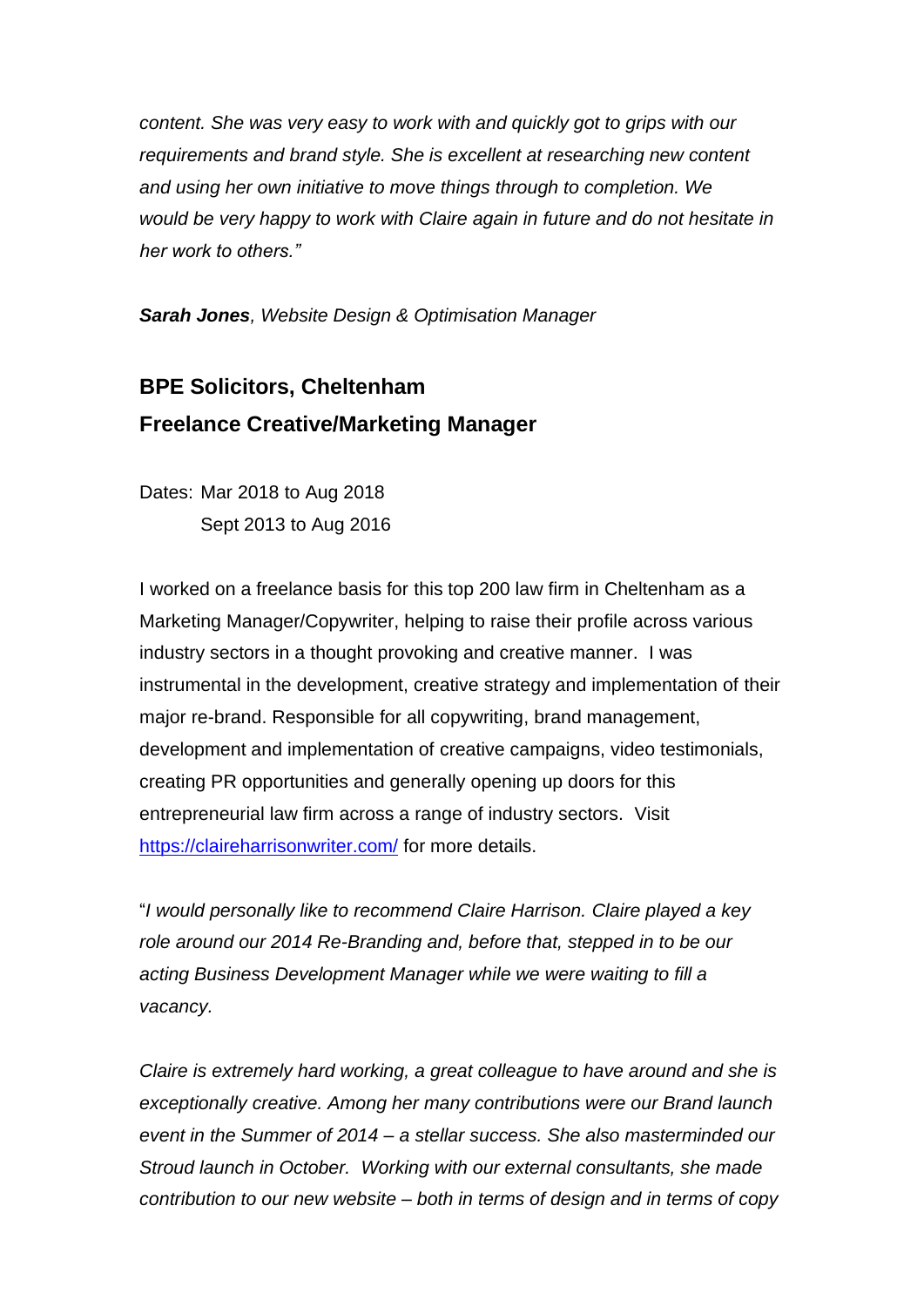*content. She was very easy to work with and quickly got to grips with our requirements and brand style. She is excellent at researching new content and using her own initiative to move things through to completion. We would be very happy to work with Claire again in future and do not hesitate in her work to others."*

***Sarah Jones**, Website Design & Optimisation Manager*

## BPE Solicitors, Cheltenham
## Freelance Creative/Marketing Manager

Dates: Mar 2018 to Aug 2018
Sept 2013 to Aug 2016

I worked on a freelance basis for this top 200 law firm in Cheltenham as a Marketing Manager/Copywriter, helping to raise their profile across various industry sectors in a thought provoking and creative manner. I was instrumental in the development, creative strategy and implementation of their major re-brand. Responsible for all copywriting, brand management, development and implementation of creative campaigns, video testimonials, creating PR opportunities and generally opening up doors for this entrepreneurial law firm across a range of industry sectors. Visit [https://claireharrisonwriter.com/](https://claireharrisonwriter.com/) for more details.

"*I would personally like to recommend Claire Harrison. Claire played a key role around our 2014 Re-Branding and, before that, stepped in to be our acting Business Development Manager while we were waiting to fill a vacancy.*

*Claire is extremely hard working, a great colleague to have around and she is exceptionally creative. Among her many contributions were our Brand launch event in the Summer of 2014 – a stellar success. She also masterminded our Stroud launch in October. Working with our external consultants, she made contribution to our new website – both in terms of design and in terms of copy*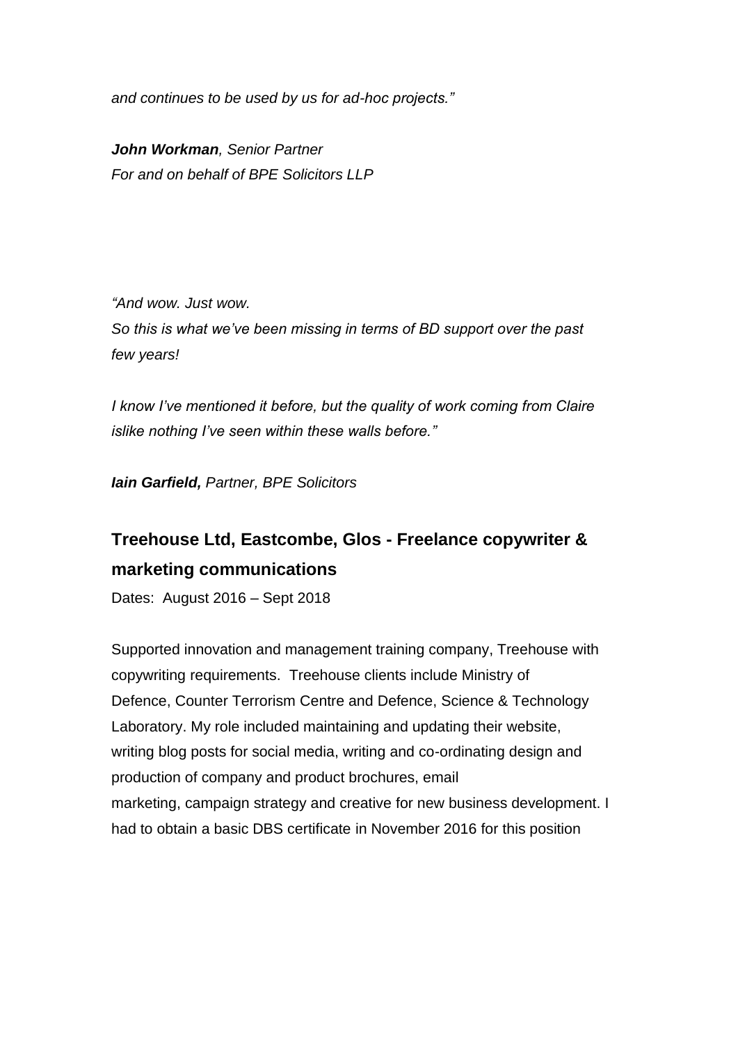*and continues to be used by us for ad-hoc projects.”*

***John Workman**, Senior Partner*
*For and on behalf of BPE Solicitors LLP*

*“And wow. Just wow.*
*So this is what we’ve been missing in terms of BD support over the past few years!*

*I know I’ve mentioned it before, but the quality of work coming from Claire islike nothing I’ve seen within these walls before.”*

***Iain Garfield,** Partner, BPE Solicitors*

## Treehouse Ltd, Eastcombe, Glos - Freelance copywriter & marketing communications

Dates: August 2016 – Sept 2018

Supported innovation and management training company, Treehouse with copywriting requirements. Treehouse clients include Ministry of Defence, Counter Terrorism Centre and Defence, Science & Technology Laboratory. My role included maintaining and updating their website, writing blog posts for social media, writing and co-ordinating design and production of company and product brochures, email marketing, campaign strategy and creative for new business development. I had to obtain a basic DBS certificate in November 2016 for this position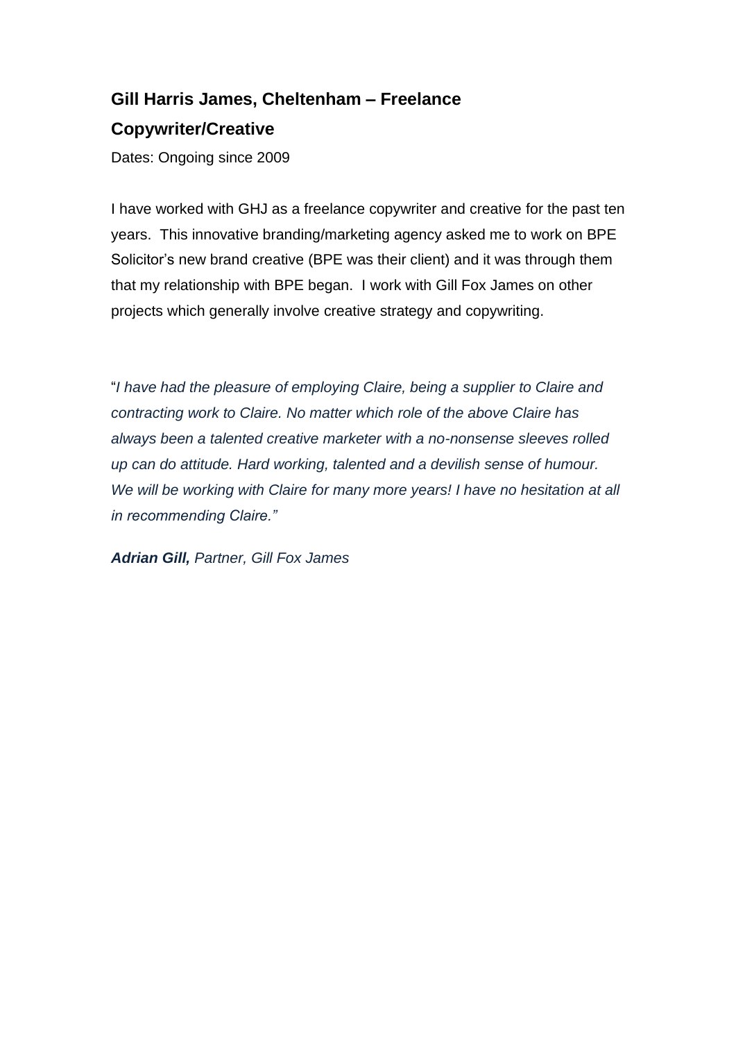**Gill Harris James, Cheltenham – Freelance Copywriter/Creative**

Dates: Ongoing since 2009

I have worked with GHJ as a freelance copywriter and creative for the past ten years. This innovative branding/marketing agency asked me to work on BPE Solicitor's new brand creative (BPE was their client) and it was through them that my relationship with BPE began. I work with Gill Fox James on other projects which generally involve creative strategy and copywriting.

"*I have had the pleasure of employing Claire, being a supplier to Claire and contracting work to Claire. No matter which role of the above Claire has always been a talented creative marketer with a no-nonsense sleeves rolled up can do attitude. Hard working, talented and a devilish sense of humour. We will be working with Claire for many more years! I have no hesitation at all in recommending Claire."*

***Adrian Gill,*** *Partner, Gill Fox James*